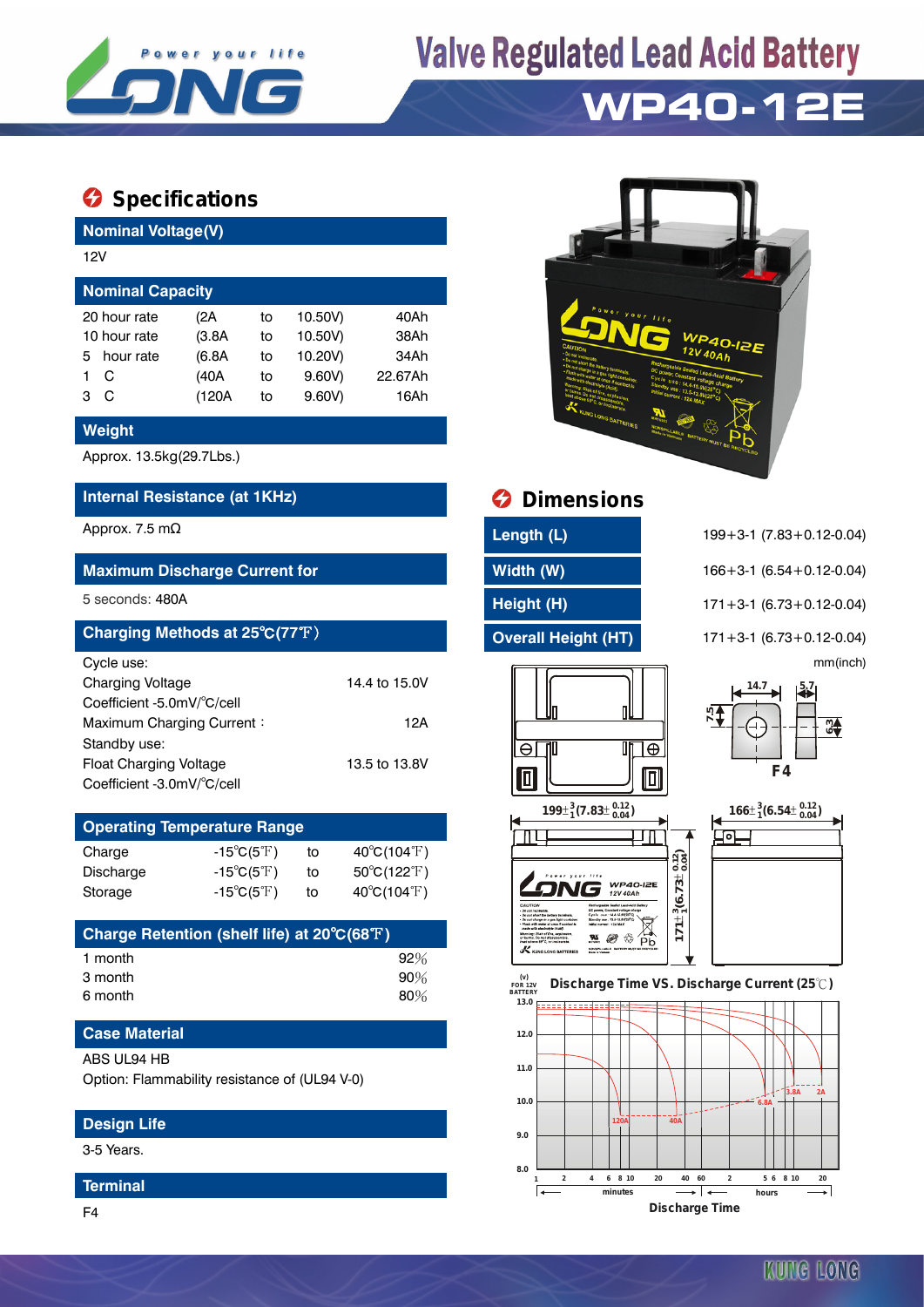# Valve Regulated Lead Acid Battery

# WP40-12E

## Specifications

### Nominal Voltage(V)

12V

### Nominal Capacity

| | | | | |
|---|---|---|---|---|
| 20 hour rate | (2A | to | 10.50V) | 40Ah |
| 10 hour rate | (3.8A | to | 10.50V) | 38Ah |
| 5 hour rate | (6.8A | to | 10.20V) | 34Ah |
| 1 C | (40A | to | 9.60V) | 22.67Ah |
| 3 C | (120A | to | 9.60V) | 16Ah |

### Weight

Approx. 13.5kg(29.7Lbs.)

### Internal Resistance (at 1KHz)

Approx. 7.5 mΩ

### Maximum Discharge Current for

5 seconds: 480A

### Charging Methods at 25℃(77℉)

Cycle use:

| | |
|---|---|
| Charging Voltage | 14.4 to 15.0V |
| Coefficient -5.0mV/℃/cell | |
| Maximum Charging Current： | 12A |

Standby use:

| | |
|---|---|
| Float Charging Voltage | 13.5 to 13.8V |
| Coefficient -3.0mV/℃/cell | |

### Operating Temperature Range

| | | | |
|---|---|---|---|
| Charge | -15℃(5℉) | to | 40℃(104℉) |
| Discharge | -15℃(5℉) | to | 50℃(122℉) |
| Storage | -15℃(5℉) | to | 40℃(104℉) |

### Charge Retention (shelf life) at 20℃(68℉)

| | |
|---|---|
| 1 month | 92% |
| 3 month | 90% |
| 6 month | 80% |

### Case Material

ABS UL94 HB

Option: Flammability resistance of (UL94 V-0)

### Design Life

3-5 Years.

### Terminal

F4

## Dimensions

| | |
|---|---|
| Length (L) | 199+3-1 (7.83+0.12-0.04) |
| Width (W) | 166+3-1 (6.54+0.12-0.04) |
| Height (H) | 171+3-1 (6.73+0.12-0.04) |
| Overall Height (HT) | 171+3-1 (6.73+0.12-0.04) |

mm(inch)

F4: 14.7, 5.7, 7.5, 6.3

### Discharge Time VS. Discharge Current (25℃)

(V) FOR 12V BATTERY: 13.0, 12.0, 11.0, 10.0, 9.0, 8.0

Curves: 120A, 40A, 6.8A, 3.8A, 2A

Discharge Time: 1, 2, 4, 6, 8, 10, 20, 40, 60 minutes; 2, 5, 6, 8, 10, 20 hours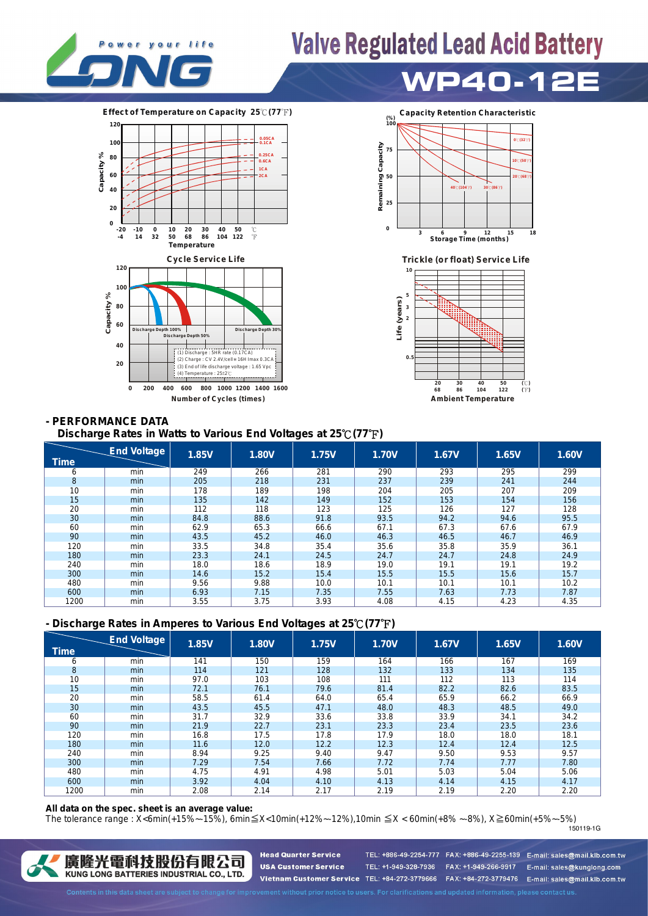Power your life

LONG

# Valve Regulated Lead Acid Battery

# WP40-12E

### Effect of Temperature on Capacity 25℃(77℉)

Capacity %
120
100
80
60
40
20
0
0.05CA
0.1CA
0.25CA
0.6CA
1CA
2CA
-20 -10 0 10 20 30 40 50 ℃
-4 14 32 50 68 86 104 122 ℉
Temperature

### Capacity Retention Characteristic

(%)
100
75
50
25
0
Remaining Capacity
0℃(32℉)
10℃(50℉)
20℃(68℉)
40℃(104℉)
30℃(86℉)
3 6 9 12 15 18
Storage Time (months)

### Cycle Service Life

Capacity %
120
100
80
60
40
20
Discharge Depth 100%
Discharge Depth 50%
Discharge Depth 30%
(1) Discharge : 5HR rate (0.17CA)
(2) Charge : CV 2.4V/cell × 16H Imax 0.3CA
(3) End of life discharge voltage : 1.65 Vpc
(4) Temperature : 25±2℃
0 200 400 600 800 1000 1200 1400 1600
Number of Cycles (times)

### Trickle (or float) Service Life

Life (years)
10
5
3
2
0.5
20 30 40 50 (℃)
68 86 104 122 (℉)
Ambient Temperature

## - PERFORMANCE DATA

### Discharge Rates in Watts to Various End Voltages at 25℃(77℉)

| Time | | 1.85V | 1.80V | 1.75V | 1.70V | 1.67V | 1.65V | 1.60V |
|---|---|---|---|---|---|---|---|---|
| 6 | min | 249 | 266 | 281 | 290 | 293 | 295 | 299 |
| 8 | min | 205 | 218 | 231 | 237 | 239 | 241 | 244 |
| 10 | min | 178 | 189 | 198 | 204 | 205 | 207 | 209 |
| 15 | min | 135 | 142 | 149 | 152 | 153 | 154 | 156 |
| 20 | min | 112 | 118 | 123 | 125 | 126 | 127 | 128 |
| 30 | min | 84.8 | 88.6 | 91.8 | 93.5 | 94.2 | 94.6 | 95.5 |
| 60 | min | 62.9 | 65.3 | 66.6 | 67.1 | 67.3 | 67.6 | 67.9 |
| 90 | min | 43.5 | 45.2 | 46.0 | 46.3 | 46.5 | 46.7 | 46.9 |
| 120 | min | 33.5 | 34.8 | 35.4 | 35.6 | 35.8 | 35.9 | 36.1 |
| 180 | min | 23.3 | 24.1 | 24.5 | 24.7 | 24.7 | 24.8 | 24.9 |
| 240 | min | 18.0 | 18.6 | 18.9 | 19.0 | 19.1 | 19.1 | 19.2 |
| 300 | min | 14.6 | 15.2 | 15.4 | 15.5 | 15.5 | 15.6 | 15.7 |
| 480 | min | 9.56 | 9.88 | 10.0 | 10.1 | 10.1 | 10.1 | 10.2 |
| 600 | min | 6.93 | 7.15 | 7.35 | 7.55 | 7.63 | 7.73 | 7.87 |
| 1200 | min | 3.55 | 3.75 | 3.93 | 4.08 | 4.15 | 4.23 | 4.35 |

### - Discharge Rates in Amperes to Various End Voltages at 25℃(77℉)

| Time | | 1.85V | 1.80V | 1.75V | 1.70V | 1.67V | 1.65V | 1.60V |
|---|---|---|---|---|---|---|---|---|
| 6 | min | 141 | 150 | 159 | 164 | 166 | 167 | 169 |
| 8 | min | 114 | 121 | 128 | 132 | 133 | 134 | 135 |
| 10 | min | 97.0 | 103 | 108 | 111 | 112 | 113 | 114 |
| 15 | min | 72.1 | 76.1 | 79.6 | 81.4 | 82.2 | 82.6 | 83.5 |
| 20 | min | 58.5 | 61.4 | 64.0 | 65.4 | 65.9 | 66.2 | 66.9 |
| 30 | min | 43.5 | 45.5 | 47.1 | 48.0 | 48.3 | 48.5 | 49.0 |
| 60 | min | 31.7 | 32.9 | 33.6 | 33.8 | 33.9 | 34.1 | 34.2 |
| 90 | min | 21.9 | 22.7 | 23.1 | 23.3 | 23.4 | 23.5 | 23.6 |
| 120 | min | 16.8 | 17.5 | 17.8 | 17.9 | 18.0 | 18.0 | 18.1 |
| 180 | min | 11.6 | 12.0 | 12.2 | 12.3 | 12.4 | 12.4 | 12.5 |
| 240 | min | 8.94 | 9.25 | 9.40 | 9.47 | 9.50 | 9.53 | 9.57 |
| 300 | min | 7.29 | 7.54 | 7.66 | 7.72 | 7.74 | 7.77 | 7.80 |
| 480 | min | 4.75 | 4.91 | 4.98 | 5.01 | 5.03 | 5.04 | 5.06 |
| 600 | min | 3.92 | 4.04 | 4.10 | 4.13 | 4.14 | 4.15 | 4.17 |
| 1200 | min | 2.08 | 2.14 | 2.17 | 2.19 | 2.19 | 2.20 | 2.20 |

**All data on the spec. sheet is an average value:**

The tolerance range : X<6min(+15%~15%), 6min≦X<10min(+12%~12%),10min ≦X < 60min(+8% ~8%), X≧60min(+5%~5%)

150119-1G

廣隆光電科技股份有限公司
KUNG LONG BATTERIES INDUSTRIAL CO., LTD.

| | | | |
|---|---|---|---|
| Head Quarter Service | TEL: +886-49-2254-777 | FAX: +886-49-2255-139 | E-mail: sales@mail.klb.com.tw |
| USA Customer Service | TEL: +1-949-328-7936 | FAX: +1-949-266-9917 | E-mail: sales@kunglong.com |
| Vietnam Customer Service | TEL: +84-272-3779666 | FAX: +84-272-3779476 | E-mail: sales@mail.klb.com.tw |

Contents in this data sheet are subject to change for improvement without prior notice to users. For clarifications and updated information, please contact us.